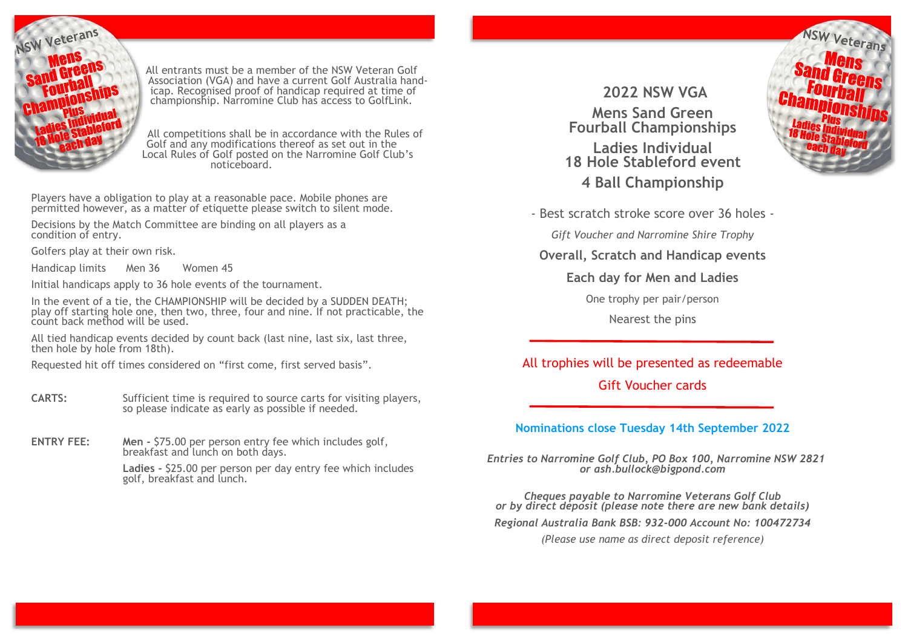NSW Veterans
Mens
Sand Greens
Fourball
Championships
Plus
Ladies Individual
18 Hole Stableford
each day

All entrants must be a member of the NSW Veteran Golf Association (VGA) and have a current Golf Australia handicap. Recognised proof of handicap required at time of championship. Narromine Club has access to GolfLink.

All competitions shall be in accordance with the Rules of Golf and any modifications thereof as set out in the Local Rules of Golf posted on the Narromine Golf Club's noticeboard.

Players have a obligation to play at a reasonable pace. Mobile phones are permitted however, as a matter of etiquette please switch to silent mode.

Decisions by the Match Committee are binding on all players as a condition of entry.

Golfers play at their own risk.

Handicap limits Men 36 Women 45

Initial handicaps apply to 36 hole events of the tournament.

In the event of a tie, the CHAMPIONSHIP will be decided by a SUDDEN DEATH; play off starting hole one, then two, three, four and nine. If not practicable, the count back method will be used.

All tied handicap events decided by count back (last nine, last six, last three, then hole by hole from 18th).

Requested hit off times considered on "first come, first served basis".

**CARTS:** Sufficient time is required to source carts for visiting players, so please indicate as early as possible if needed.

**ENTRY FEE:** **Men -** $75.00 per person entry fee which includes golf, breakfast and lunch on both days.

**Ladies -** $25.00 per person per day entry fee which includes golf, breakfast and lunch.

NSW Veterans
Mens
Sand Greens
Fourball
Championships
Plus
Ladies Individual
18 Hole Stableford
each day

# 2022 NSW VGA

## Mens Sand Green Fourball Championships

## Ladies Individual 18 Hole Stableford event

## 4 Ball Championship

- Best scratch stroke score over 36 holes -

*Gift Voucher and Narromine Shire Trophy*

**Overall, Scratch and Handicap events**

**Each day for Men and Ladies**

One trophy per pair/person

Nearest the pins

---

All trophies will be presented as redeemable Gift Voucher cards

---

**Nominations close Tuesday 14th September 2022**

***Entries to Narromine Golf Club, PO Box 100, Narromine NSW 2821 or ash.bullock@bigpond.com***

***Cheques payable to Narromine Veterans Golf Club or by direct deposit (please note there are new bank details)***

***Regional Australia Bank BSB: 932-000 Account No: 100472734***

*(Please use name as direct deposit reference)*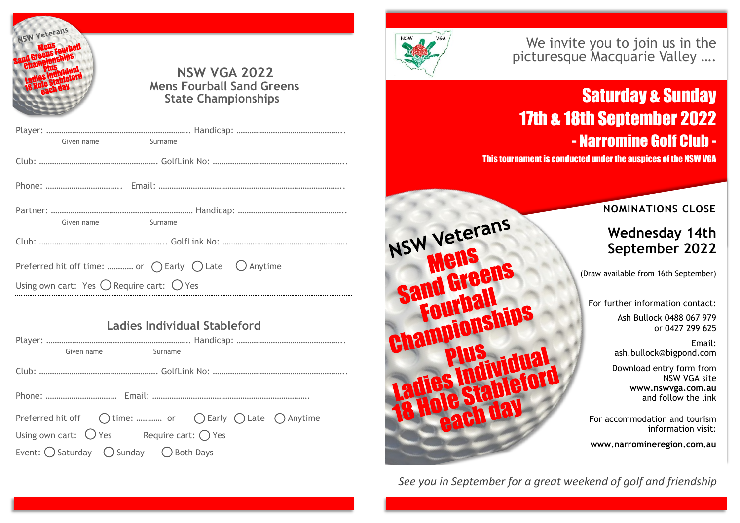NSW Veterans Mens Sand Greens Fourball Championships Plus Ladies Individual Stableford 18 Hole Stableford each day

# NSW VGA 2022
## Mens Fourball Sand Greens State Championships

Player: ............................................................... Handicap: ...............................................

Given name Surname

Club: .................................................... GolfLink No: ...........................................................

Phone: ................................ Email: ...................................................................................

Partner: ............................................................... Handicap: ...............................................

Given name Surname

Club: ........................................................ GolfLink No: ........................................................

Preferred hit off time: ........... or ◯ Early ◯ Late ◯ Anytime

Using own cart: Yes ◯ Require cart: ◯ Yes

## Ladies Individual Stableford

Player: ............................................................... Handicap: ...............................................

Given name Surname

Club: .................................................... GolfLink No: ...........................................................

Phone: ............................... Email: .......................................................................

Preferred hit off ◯ time: ........... or ◯ Early ◯ Late ◯ Anytime

Using own cart: ◯ Yes Require cart: ◯ Yes

Event: ◯ Saturday ◯ Sunday ◯ Both Days

NSW VGA

We invite you to join us in the picturesque Macquarie Valley ....

# Saturday & Sunday 17th & 18th September 2022
## - Narromine Golf Club -

**This tournament is conducted under the auspices of the NSW VGA**

NSW Veterans Mens Sand Greens Fourball Championships Plus Ladies Individual 18 Hole Stableford each day

**NOMINATIONS CLOSE**

## Wednesday 14th September 2022

(Draw available from 16th September)

For further information contact:

Ash Bullock 0488 067 979 or 0427 299 625

Email: ash.bullock@bigpond.com

Download entry form from NSW VGA site **www.nswvga.com.au** and follow the link

For accommodation and tourism information visit:

**www.narromineregion.com.au**

*See you in September for a great weekend of golf and friendship*